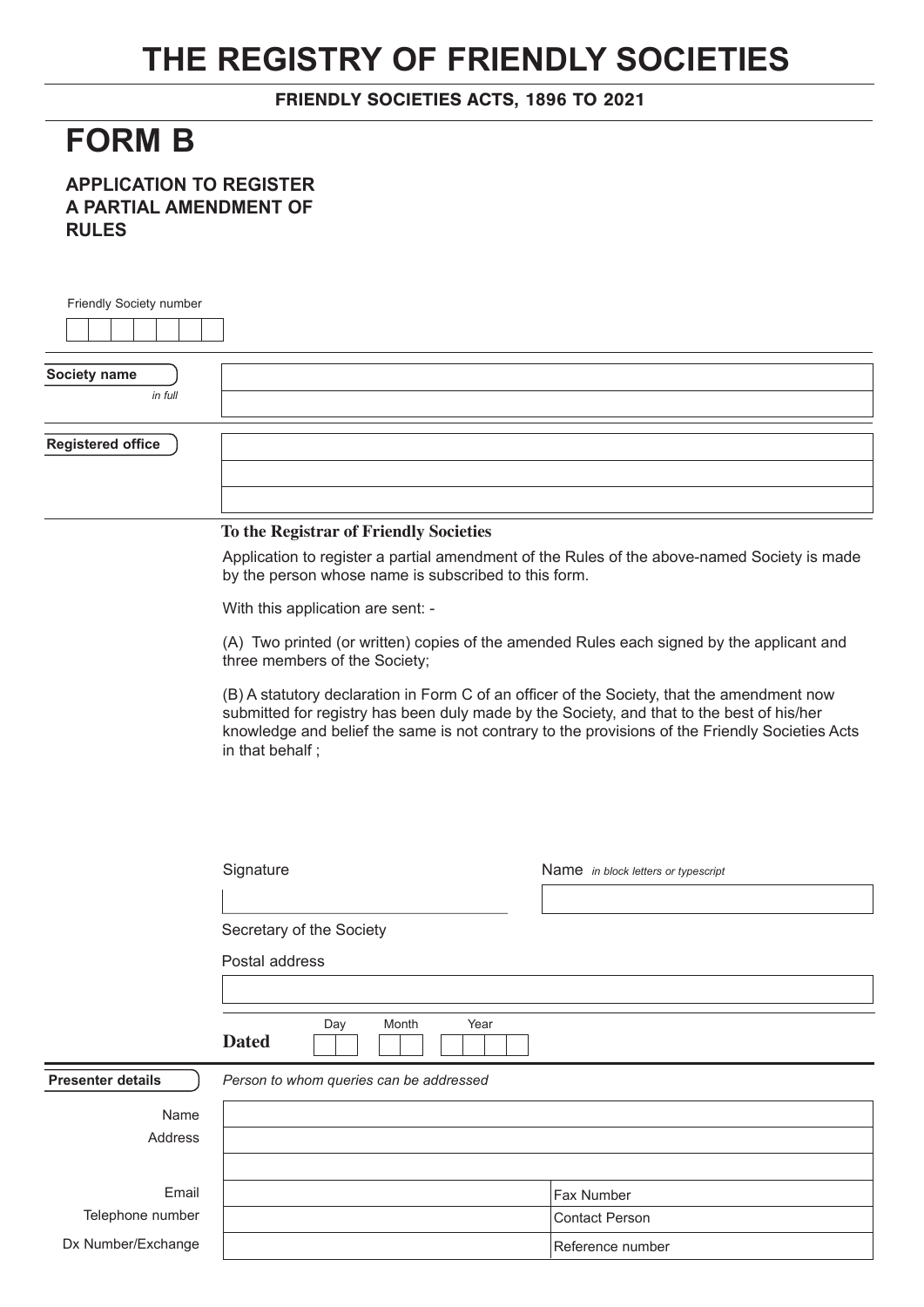# THE REGISTRY OF FRIENDLY SOCIETIES

**FRIENDLY SOCIETIES ACTS, 1896 TO 2021**

# FORM B

### APPLICATION TO REGISTER A PARTIAL AMENDMENT OF RULES

Friendly Society number

| | | | | | | | |
|---|---|---|---|---|---|---|---|
| | | | | | | | |

**Society name**
*in full*

**Registered office**

**To the Registrar of Friendly Societies**

Application to register a partial amendment of the Rules of the above-named Society is made by the person whose name is subscribed to this form.

With this application are sent: -

(A) Two printed (or written) copies of the amended Rules each signed by the applicant and three members of the Society;

(B) A statutory declaration in Form C of an officer of the Society, that the amendment now submitted for registry has been duly made by the Society, and that to the best of his/her knowledge and belief the same is not contrary to the provisions of the Friendly Societies Acts in that behalf ;

Signature

Secretary of the Society

Name *in block letters or typescript*

Postal address

**Dated** Day Month Year

**Presenter details** *Person to whom queries can be addressed*

| | | |
|---|---|---|
| Name | | |
| Address | | |
| | | |
| Email | | Fax Number |
| Telephone number | | Contact Person |
| Dx Number/Exchange | | Reference number |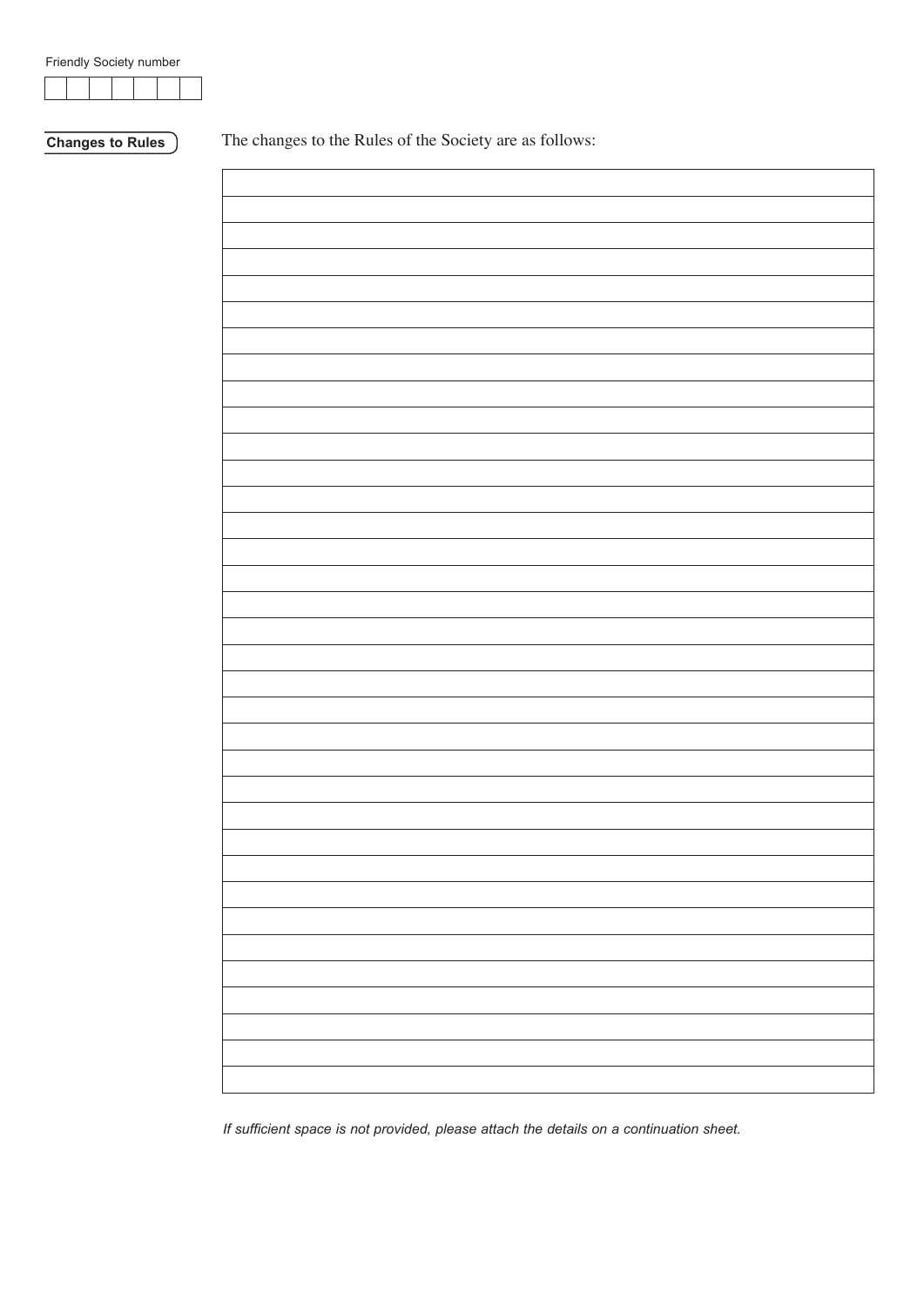Friendly Society number

| | | | | | | |
|---|---|---|---|---|---|---|
| | | | | | | |

**Changes to Rules**

The changes to the Rules of the Society are as follows:

*If sufficient space is not provided, please attach the details on a continuation sheet.*